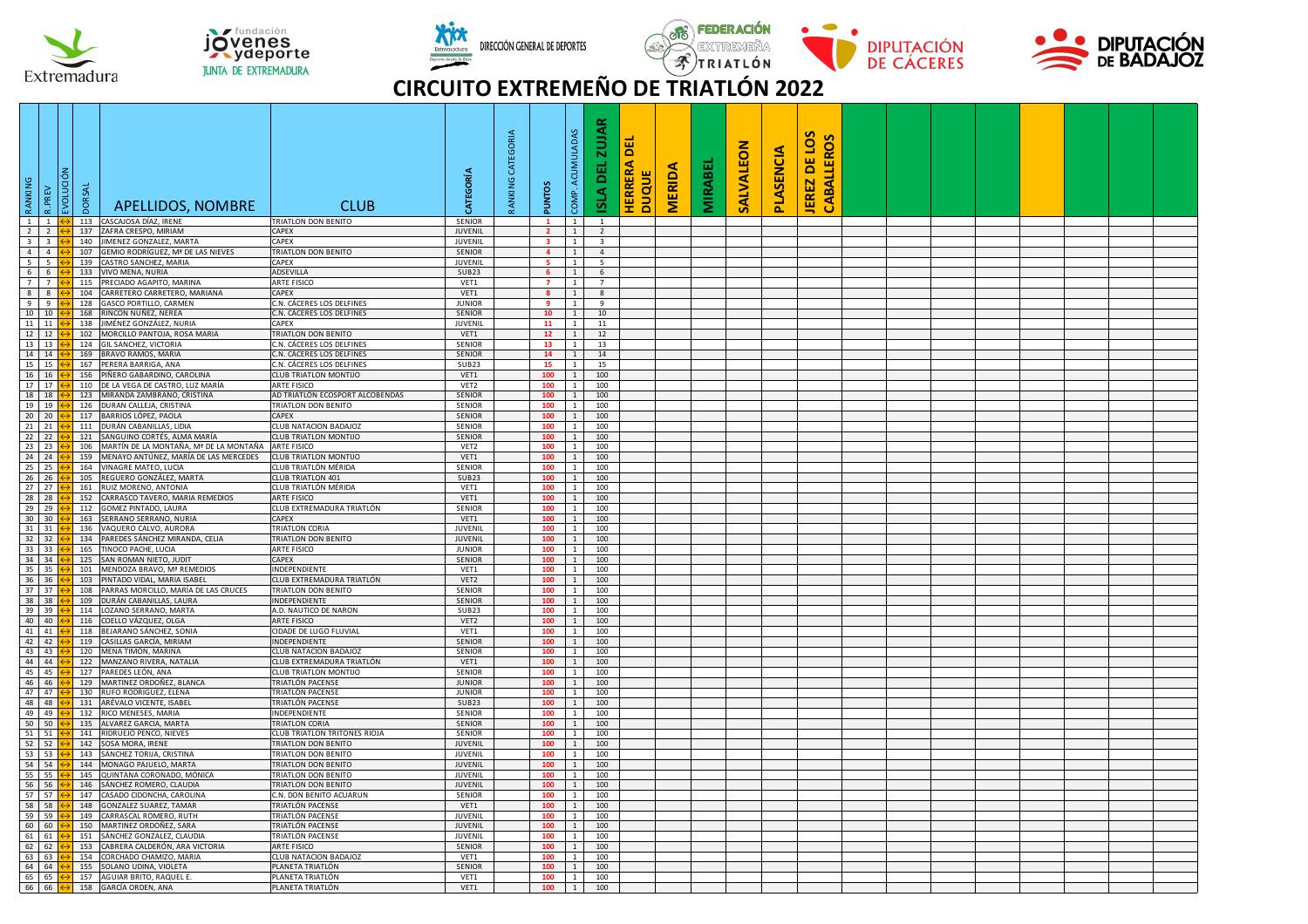# CIRCUITO EXTREMEÑO DE TRIATLÓN 2022

| RANKING | R.PREV | EVOLUCIÓN | DORSAL | APELLIDOS, NOMBRE | CLUB | CATEGORÍA | RANKING CATEGORIA | PUNTOS | COMP. ACUMULADAS | ISLA DEL ZUJAR | HERRERA DEL DUQUE | MERIDA | MIRABEL | SALVALEON | PLASENCIA | JEREZ DE LOS CABALLEROS | | | | | | | |
|---|---|---|---|---|---|---|---|---|---|---|---|---|---|---|---|---|---|---|---|---|---|---|---|
| 1 | 1 | ↔ | 113 | CASCAJOSA DÍAZ, IRENE | TRIATLON DON BENITO | SENIOR | | 1 | 1 | 1 | | | | | | | | | | | | | |
| 2 | 2 | ↔ | 137 | ZAFRA CRESPO, MIRIAM | CAPEX | JUVENIL | | 2 | 1 | 2 | | | | | | | | | | | | | |
| 3 | 3 | ↔ | 140 | JIMENEZ GONZALEZ, MARTA | CAPEX | JUVENIL | | 3 | 1 | 3 | | | | | | | | | | | | | |
| 4 | 4 | ↔ | 107 | GEMIO RODRÍGUEZ, Mª DE LAS NIEVES | TRIATLON DON BENITO | SENIOR | | 4 | 1 | 4 | | | | | | | | | | | | | |
| 5 | 5 | ↔ | 139 | CASTRO SANCHEZ, MARIA | CAPEX | JUVENIL | | 5 | 1 | 5 | | | | | | | | | | | | | |
| 6 | 6 | ↔ | 133 | VIVO MENA, NURIA | ADSEVILLA | SUB23 | | 6 | 1 | 6 | | | | | | | | | | | | | |
| 7 | 7 | ↔ | 115 | PRECIADO AGAPITO, MARINA | ARTE FISICO | VET1 | | 7 | 1 | 7 | | | | | | | | | | | | | |
| 8 | 8 | ↔ | 104 | CARRETERO CARRETERO, MARIANA | CAPEX | VET1 | | 8 | 1 | 8 | | | | | | | | | | | | | |
| 9 | 9 | ↔ | 128 | GASCO PORTILLO, CARMEN | C.N. CÁCERES LOS DELFINES | JUNIOR | | 9 | 1 | 9 | | | | | | | | | | | | | |
| 10 | 10 | ↔ | 168 | RINCON NUÑEZ, NEREA | C.N. CACERES LOS DELFINES | SENIOR | | 10 | 1 | 10 | | | | | | | | | | | | | |
| 11 | 11 | ↔ | 138 | JIMÉNEZ GONZÁLEZ, NURIA | CAPEX | JUVENIL | | 11 | 1 | 11 | | | | | | | | | | | | | |
| 12 | 12 | ↔ | 102 | MORCILLO PANTOJA, ROSA MARIA | TRIATLON DON BENITO | VET1 | | 12 | 1 | 12 | | | | | | | | | | | | | |
| 13 | 13 | ↔ | 124 | GIL SANCHEZ, VICTORIA | C.N. CÁCERES LOS DELFINES | SENIOR | | 13 | 1 | 13 | | | | | | | | | | | | | |
| 14 | 14 | ↔ | 169 | BRAVO RAMOS, MARIA | C.N. CACERES LOS DELFINES | SENIOR | | 14 | 1 | 14 | | | | | | | | | | | | | |
| 15 | 15 | ↔ | 167 | PERERA BARRIGA, ANA | C.N. CACERES LOS DELFINES | SUB23 | | 15 | 1 | 15 | | | | | | | | | | | | | |
| 16 | 16 | ↔ | 156 | PIÑERO GABARDINO, CAROLINA | CLUB TRIATLON MONTIJO | VET1 | | 100 | 1 | 100 | | | | | | | | | | | | | |
| 17 | 17 | ↔ | 110 | DE LA VEGA DE CASTRO, LUZ MARÍA | ARTE FISICO | VET2 | | 100 | 1 | 100 | | | | | | | | | | | | | |
| 18 | 18 | ↔ | 123 | MIRANDA ZAMBRANO, CRISTINA | AD TRIATLON ECOSPORT ALCOBENDAS | SENIOR | | 100 | 1 | 100 | | | | | | | | | | | | | |
| 19 | 19 | ↔ | 126 | DURAN CALLEJA, CRISTINA | TRIATLON DON BENITO | SENIOR | | 100 | 1 | 100 | | | | | | | | | | | | | |
| 20 | 20 | ↔ | 117 | BARRIOS LÓPEZ, PAOLA | CAPEX | SENIOR | | 100 | 1 | 100 | | | | | | | | | | | | | |
| 21 | 21 | ↔ | 111 | DURÁN CABANILLAS, LIDIA | CLUB NATACION BADAJOZ | SENIOR | | 100 | 1 | 100 | | | | | | | | | | | | | |
| 22 | 22 | ↔ | 121 | SANGUINO CORTÉS, ALMA MARÍA | CLUB TRIATLON MONTIJO | SENIOR | | 100 | 1 | 100 | | | | | | | | | | | | | |
| 23 | 23 | ↔ | 106 | MARTÍN DE LA MONTAÑA, Mª DE LA MONTAÑA | ARTE FISICO | VET2 | | 100 | 1 | 100 | | | | | | | | | | | | | |
| 24 | 24 | ↔ | 159 | MENAYO ANTÚNEZ, MARÍA DE LAS MERCEDES | CLUB TRIATLON MONTIJO | VET1 | | 100 | 1 | 100 | | | | | | | | | | | | | |
| 25 | 25 | ↔ | 164 | VINAGRE MATEO, LUCIA | CLUB TRIATLÓN MÉRIDA | SENIOR | | 100 | 1 | 100 | | | | | | | | | | | | | |
| 26 | 26 | ↔ | 105 | REGUERO GONZÁLEZ, MARTA | CLUB TRIATLON 401 | SUB23 | | 100 | 1 | 100 | | | | | | | | | | | | | |
| 27 | 27 | ↔ | 161 | RUIZ MORENO, ANTONIA | CLUB TRIATLÓN MÉRIDA | VET1 | | 100 | 1 | 100 | | | | | | | | | | | | | |
| 28 | 28 | ↔ | 152 | CARRASCO TAVERO, MARIA REMEDIOS | ARTE FISICO | VET1 | | 100 | 1 | 100 | | | | | | | | | | | | | |
| 29 | 29 | ↔ | 112 | GOMEZ PINTADO, LAURA | CLUB EXTREMADURA TRIATLÓN | SENIOR | | 100 | 1 | 100 | | | | | | | | | | | | | |
| 30 | 30 | ↔ | 163 | SERRANO SERRANO, NURIA | CAPEX | VET1 | | 100 | 1 | 100 | | | | | | | | | | | | | |
| 31 | 31 | ↔ | 136 | VAQUERO CALVO, AURORA | TRIATLON CORIA | JUVENIL | | 100 | 1 | 100 | | | | | | | | | | | | | |
| 32 | 32 | ↔ | 134 | PAREDES SÁNCHEZ MIRANDA, CELIA | TRIATLON DON BENITO | JUVENIL | | 100 | 1 | 100 | | | | | | | | | | | | | |
| 33 | 33 | ↔ | 165 | TINOCO PACHE, LUCIA | ARTE FISICO | JUNIOR | | 100 | 1 | 100 | | | | | | | | | | | | | |
| 34 | 34 | ↔ | 125 | SAN ROMAN NIETO, JUDIT | CAPEX | SENIOR | | 100 | 1 | 100 | | | | | | | | | | | | | |
| 35 | 35 | ↔ | 101 | MENDOZA BRAVO, Mª REMEDIOS | INDEPENDIENTE | VET1 | | 100 | 1 | 100 | | | | | | | | | | | | | |
| 36 | 36 | ↔ | 103 | PINTADO VIDAL, MARIA ISABEL | CLUB EXTREMADURA TRIATLÓN | VET2 | | 100 | 1 | 100 | | | | | | | | | | | | | |
| 37 | 37 | ↔ | 108 | PARRAS MORCILLO, MARÍA DE LAS CRUCES | TRIATLON DON BENITO | SENIOR | | 100 | 1 | 100 | | | | | | | | | | | | | |
| 38 | 38 | ↔ | 109 | DURÁN CABANILLAS, LAURA | INDEPENDIENTE | SENIOR | | 100 | 1 | 100 | | | | | | | | | | | | | |
| 39 | 39 | ↔ | 114 | LOZANO SERRANO, MARTA | A.D. NAUTICO DE NARON | SUB23 | | 100 | 1 | 100 | | | | | | | | | | | | | |
| 40 | 40 | ↔ | 116 | COELLO VÁZQUEZ, OLGA | ARTE FISICO | VET2 | | 100 | 1 | 100 | | | | | | | | | | | | | |
| 41 | 41 | ↔ | 118 | BEJARANO SÁNCHEZ, SONIA | CIDADE DE LUGO FLUVIAL | VET1 | | 100 | 1 | 100 | | | | | | | | | | | | | |
| 42 | 42 | ↔ | 119 | CASILLAS GARCÍA, MIRIAM | INDEPENDIENTE | SENIOR | | 100 | 1 | 100 | | | | | | | | | | | | | |
| 43 | 43 | ↔ | 120 | MENA TIMÓN, MARINA | CLUB NATACION BADAJOZ | SENIOR | | 100 | 1 | 100 | | | | | | | | | | | | | |
| 44 | 44 | ↔ | 122 | MANZANO RIVERA, NATALIA | CLUB EXTREMADURA TRIATLÓN | VET1 | | 100 | 1 | 100 | | | | | | | | | | | | | |
| 45 | 45 | ↔ | 127 | PAREDES LEÓN, ANA | CLUB TRIATLON MONTIJO | SENIOR | | 100 | 1 | 100 | | | | | | | | | | | | | |
| 46 | 46 | ↔ | 129 | MARTINEZ ORDOÑEZ, BLANCA | TRIATLÓN PACENSE | JUNIOR | | 100 | 1 | 100 | | | | | | | | | | | | | |
| 47 | 47 | ↔ | 130 | RUFO RODRIGUEZ, ELENA | TRIATLÓN PACENSE | JUNIOR | | 100 | 1 | 100 | | | | | | | | | | | | | |
| 48 | 48 | ↔ | 131 | ARÉVALO VICENTE, ISABEL | TRIATLÓN PACENSE | SUB23 | | 100 | 1 | 100 | | | | | | | | | | | | | |
| 49 | 49 | ↔ | 132 | RICO MENESES, MARIA | INDEPENDIENTE | SENIOR | | 100 | 1 | 100 | | | | | | | | | | | | | |
| 50 | 50 | ↔ | 135 | ALVAREZ GARCIA, MARTA | TRIATLON CORIA | SENIOR | | 100 | 1 | 100 | | | | | | | | | | | | | |
| 51 | 51 | ↔ | 141 | RIDRUEJO PENCO, NIEVES | CLUB TRIATLON TRITONES RIOJA | SENIOR | | 100 | 1 | 100 | | | | | | | | | | | | | |
| 52 | 52 | ↔ | 142 | SOSA MORA, IRENE | TRIATLON DON BENITO | JUVENIL | | 100 | 1 | 100 | | | | | | | | | | | | | |
| 53 | 53 | ↔ | 143 | SÁNCHEZ TORIJA, CRISTINA | TRIATLON DON BENITO | JUVENIL | | 100 | 1 | 100 | | | | | | | | | | | | | |
| 54 | 54 | ↔ | 144 | MONAGO PAJUELO, MARTA | TRIATLON DON BENITO | JUVENIL | | 100 | 1 | 100 | | | | | | | | | | | | | |
| 55 | 55 | ↔ | 145 | QUINTANA CORONADO, MÓNICA | TRIATLON DON BENITO | JUVENIL | | 100 | 1 | 100 | | | | | | | | | | | | | |
| 56 | 56 | ↔ | 146 | SÁNCHEZ ROMERO, CLAUDIA | TRIATLON DON BENITO | JUVENIL | | 100 | 1 | 100 | | | | | | | | | | | | | |
| 57 | 57 | ↔ | 147 | CASADO CIDONCHA, CAROLINA | C.N. DON BENITO ACUARUN | SENIOR | | 100 | 1 | 100 | | | | | | | | | | | | | |
| 58 | 58 | ↔ | 148 | GONZALEZ SUAREZ, TAMAR | TRIATLÓN PACENSE | VET1 | | 100 | 1 | 100 | | | | | | | | | | | | | |
| 59 | 59 | ↔ | 149 | CARRASCAL ROMERO, RUTH | TRIATLÓN PACENSE | JUVENIL | | 100 | 1 | 100 | | | | | | | | | | | | | |
| 60 | 60 | ↔ | 150 | MARTINEZ ORDOÑEZ, SARA | TRIATLÓN PACENSE | JUVENIL | | 100 | 1 | 100 | | | | | | | | | | | | | |
| 61 | 61 | ↔ | 151 | SÁNCHEZ GONZALEZ, CLAUDIA | TRIATLÓN PACENSE | JUVENIL | | 100 | 1 | 100 | | | | | | | | | | | | | |
| 62 | 62 | ↔ | 153 | CABRERA CALDERÓN, ARA VICTORIA | ARTE FISICO | SENIOR | | 100 | 1 | 100 | | | | | | | | | | | | | |
| 63 | 63 | ↔ | 154 | CORCHADO CHAMIZO, MARIA | CLUB NATACION BADAJOZ | VET1 | | 100 | 1 | 100 | | | | | | | | | | | | | |
| 64 | 64 | ↔ | 155 | SOLANO UDINA, VIOLETA | PLANETA TRIATLÓN | SENIOR | | 100 | 1 | 100 | | | | | | | | | | | | | |
| 65 | 65 | ↔ | 157 | AGUIAR BRITO, RAQUEL E. | PLANETA TRIATLÓN | VET1 | | 100 | 1 | 100 | | | | | | | | | | | | | |
| 66 | 66 | ↔ | 158 | GARCÍA ORDEN, ANA | PLANETA TRIATLÓN | VET1 | | 100 | 1 | 100 | | | | | | | | | | | | | |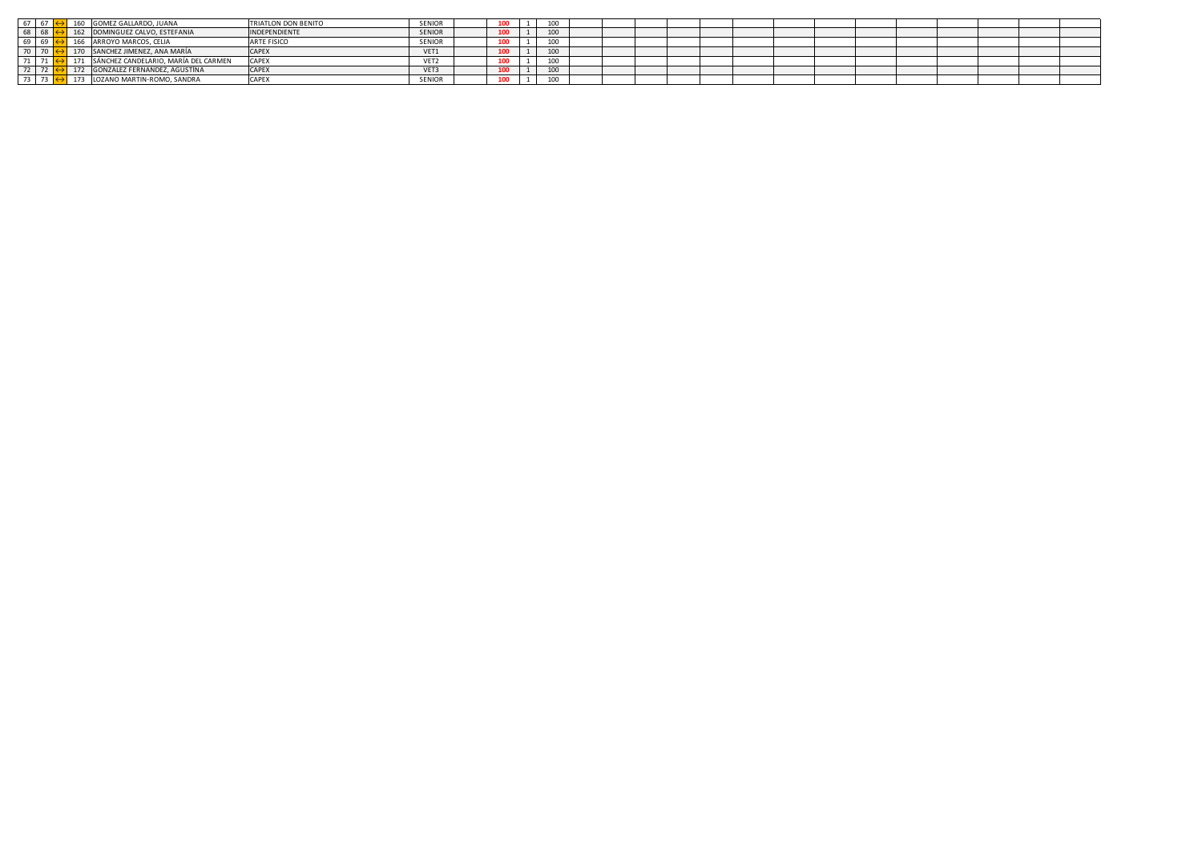| | | | | | | | | | | | | | | | | | | | | | | | | | |
|---|---|---|---|---|---|---|---|---|---|---|---|---|---|---|---|---|---|---|---|---|---|---|---|---|---|
| 67 | 67 | ↔ | 160 | GOMEZ GALLARDO, JUANA | TRIATLON DON BENITO | SENIOR | | 100 | 1 | 100 | | | | | | | | | | | | | | | |
| 68 | 68 | ↔ | 162 | DOMINGUEZ CALVO, ESTEFANIA | INDEPENDIENTE | SENIOR | | 100 | 1 | 100 | | | | | | | | | | | | | | | |
| 69 | 69 | ↔ | 166 | ARROYO MARCOS, CELIA | ARTE FISICO | SENIOR | | 100 | 1 | 100 | | | | | | | | | | | | | | | |
| 70 | 70 | ↔ | 170 | SANCHEZ JIMENEZ, ANA MARÍA | CAPEX | VET1 | | 100 | 1 | 100 | | | | | | | | | | | | | | | |
| 71 | 71 | ↔ | 171 | SÁNCHEZ CANDELARIO, MARÍA DEL CARMEN | CAPEX | VET2 | | 100 | 1 | 100 | | | | | | | | | | | | | | | |
| 72 | 72 | ↔ | 172 | GONZALEZ FERNANDEZ, AGUSTINA | CAPEX | VET3 | | 100 | 1 | 100 | | | | | | | | | | | | | | | |
| 73 | 73 | ↔ | 173 | LOZANO MARTIN-ROMO, SANDRA | CAPEX | SENIOR | | 100 | 1 | 100 | | | | | | | | | | | | | | | |